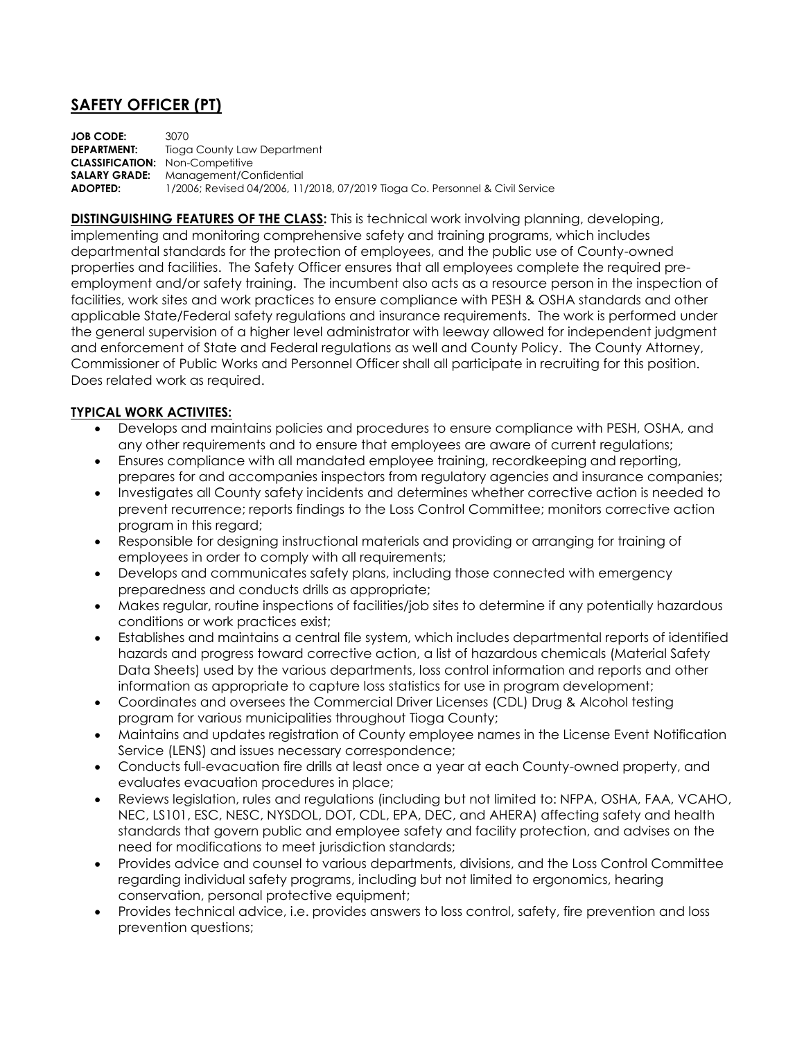## SAFETY OFFICER (PT)

**JOB CODE:** 3070
**DEPARTMENT:** Tioga County Law Department
**CLASSIFICATION:** Non-Competitive
**SALARY GRADE:** Management/Confidential
**ADOPTED:** 1/2006; Revised 04/2006, 11/2018, 07/2019 Tioga Co. Personnel & Civil Service

**DISTINGUISHING FEATURES OF THE CLASS:** This is technical work involving planning, developing, implementing and monitoring comprehensive safety and training programs, which includes departmental standards for the protection of employees, and the public use of County-owned properties and facilities. The Safety Officer ensures that all employees complete the required pre-employment and/or safety training. The incumbent also acts as a resource person in the inspection of facilities, work sites and work practices to ensure compliance with PESH & OSHA standards and other applicable State/Federal safety regulations and insurance requirements. The work is performed under the general supervision of a higher level administrator with leeway allowed for independent judgment and enforcement of State and Federal regulations as well and County Policy. The County Attorney, Commissioner of Public Works and Personnel Officer shall all participate in recruiting for this position. Does related work as required.

**TYPICAL WORK ACTIVITES:**

- Develops and maintains policies and procedures to ensure compliance with PESH, OSHA, and any other requirements and to ensure that employees are aware of current regulations;
- Ensures compliance with all mandated employee training, recordkeeping and reporting, prepares for and accompanies inspectors from regulatory agencies and insurance companies;
- Investigates all County safety incidents and determines whether corrective action is needed to prevent recurrence; reports findings to the Loss Control Committee; monitors corrective action program in this regard;
- Responsible for designing instructional materials and providing or arranging for training of employees in order to comply with all requirements;
- Develops and communicates safety plans, including those connected with emergency preparedness and conducts drills as appropriate;
- Makes regular, routine inspections of facilities/job sites to determine if any potentially hazardous conditions or work practices exist;
- Establishes and maintains a central file system, which includes departmental reports of identified hazards and progress toward corrective action, a list of hazardous chemicals (Material Safety Data Sheets) used by the various departments, loss control information and reports and other information as appropriate to capture loss statistics for use in program development;
- Coordinates and oversees the Commercial Driver Licenses (CDL) Drug & Alcohol testing program for various municipalities throughout Tioga County;
- Maintains and updates registration of County employee names in the License Event Notification Service (LENS) and issues necessary correspondence;
- Conducts full-evacuation fire drills at least once a year at each County-owned property, and evaluates evacuation procedures in place;
- Reviews legislation, rules and regulations (including but not limited to: NFPA, OSHA, FAA, VCAHO, NEC, LS101, ESC, NESC, NYSDOL, DOT, CDL, EPA, DEC, and AHERA) affecting safety and health standards that govern public and employee safety and facility protection, and advises on the need for modifications to meet jurisdiction standards;
- Provides advice and counsel to various departments, divisions, and the Loss Control Committee regarding individual safety programs, including but not limited to ergonomics, hearing conservation, personal protective equipment;
- Provides technical advice, i.e. provides answers to loss control, safety, fire prevention and loss prevention questions;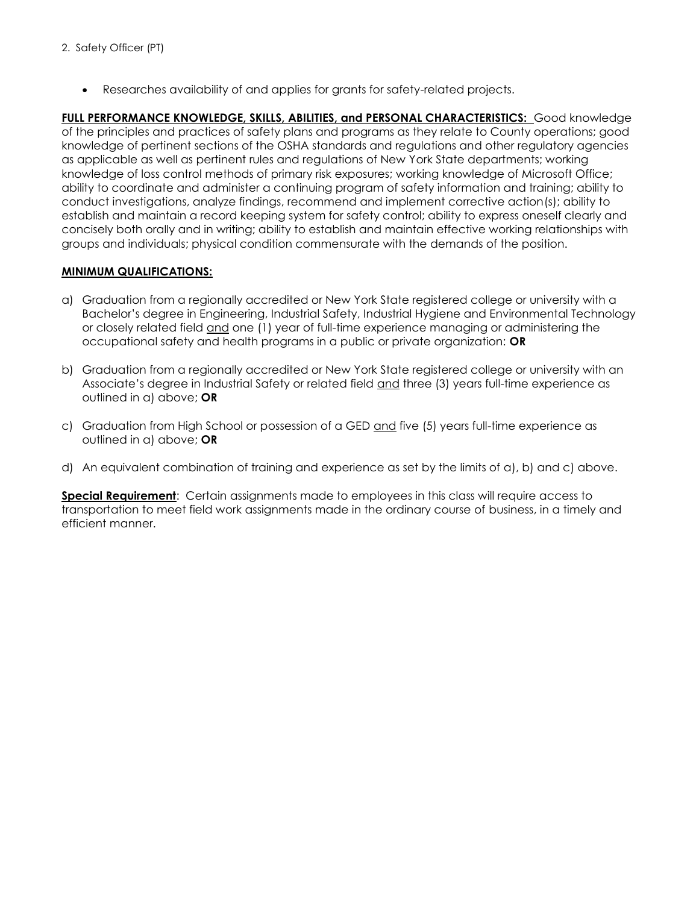- Researches availability of and applies for grants for safety-related projects.

**FULL PERFORMANCE KNOWLEDGE, SKILLS, ABILITIES, and PERSONAL CHARACTERISTICS:** Good knowledge of the principles and practices of safety plans and programs as they relate to County operations; good knowledge of pertinent sections of the OSHA standards and regulations and other regulatory agencies as applicable as well as pertinent rules and regulations of New York State departments; working knowledge of loss control methods of primary risk exposures; working knowledge of Microsoft Office; ability to coordinate and administer a continuing program of safety information and training; ability to conduct investigations, analyze findings, recommend and implement corrective action(s); ability to establish and maintain a record keeping system for safety control; ability to express oneself clearly and concisely both orally and in writing; ability to establish and maintain effective working relationships with groups and individuals; physical condition commensurate with the demands of the position.

**MINIMUM QUALIFICATIONS:**

a) Graduation from a regionally accredited or New York State registered college or university with a Bachelor's degree in Engineering, Industrial Safety, Industrial Hygiene and Environmental Technology or closely related field and one (1) year of full-time experience managing or administering the occupational safety and health programs in a public or private organization: **OR**

b) Graduation from a regionally accredited or New York State registered college or university with an Associate's degree in Industrial Safety or related field and three (3) years full-time experience as outlined in a) above; **OR**

c) Graduation from High School or possession of a GED and five (5) years full-time experience as outlined in a) above; **OR**

d) An equivalent combination of training and experience as set by the limits of a), b) and c) above.

**Special Requirement**: Certain assignments made to employees in this class will require access to transportation to meet field work assignments made in the ordinary course of business, in a timely and efficient manner.